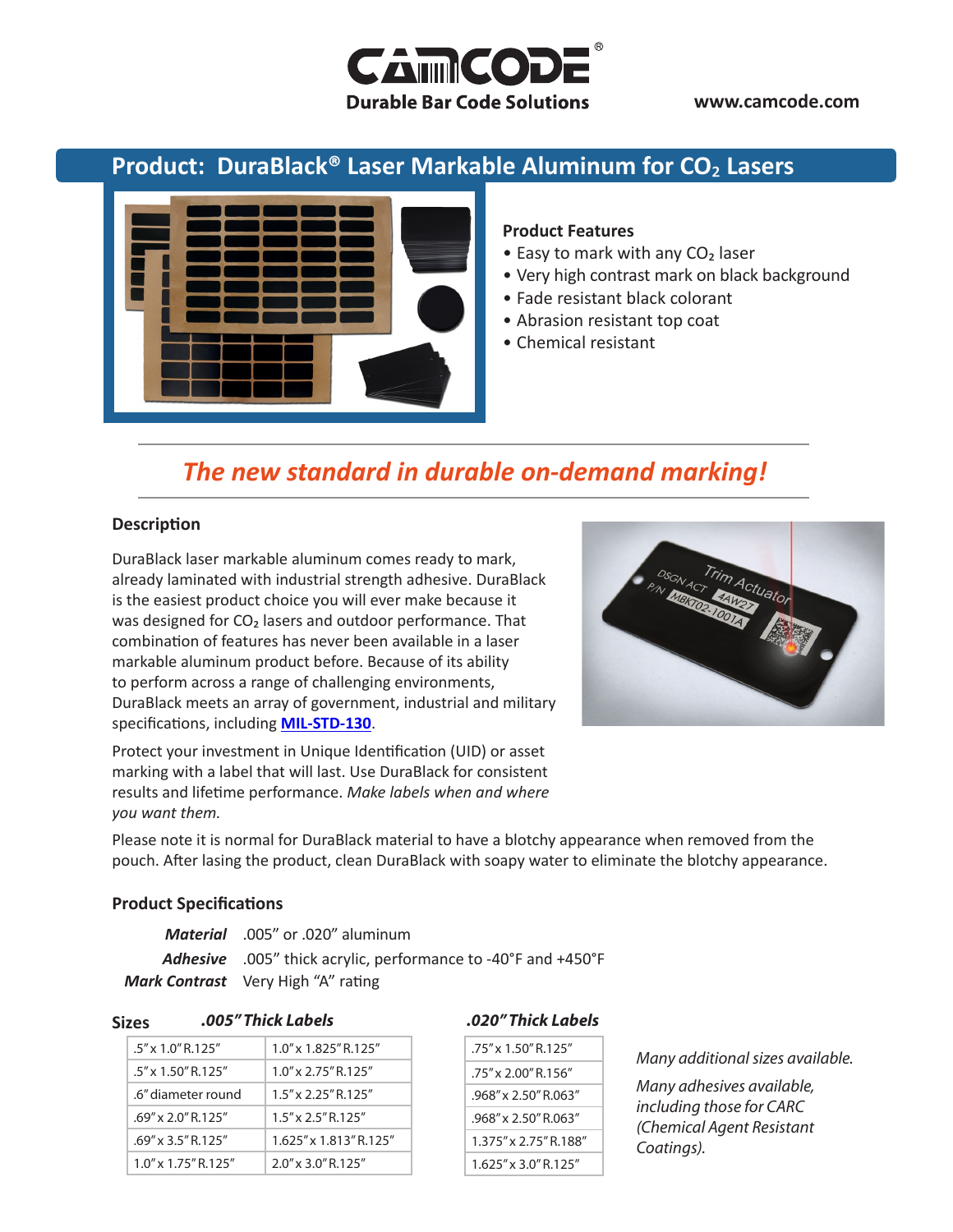# CAMCODE®

**Durable Bar Code Solutions**

www.camcode.com

## Product: DuraBlack® Laser Markable Aluminum for $CO_2$ Lasers

### Product Features

- Easy to mark with any $CO_2$ laser
- Very high contrast mark on black background
- Fade resistant black colorant
- Abrasion resistant top coat
- Chemical resistant

***The new standard in durable on-demand marking!***

### Description

DuraBlack laser markable aluminum comes ready to mark, already laminated with industrial strength adhesive. DuraBlack is the easiest product choice you will ever make because it was designed for $CO_2$ lasers and outdoor performance. That combination of features has never been available in a laser markable aluminum product before. Because of its ability to perform across a range of challenging environments, DuraBlack meets an array of government, industrial and military specifications, including **MIL-STD-130**.

Protect your investment in Unique Identification (UID) or asset marking with a label that will last. Use DuraBlack for consistent results and lifetime performance. *Make labels when and where you want them.*

Please note it is normal for DuraBlack material to have a blotchy appearance when removed from the pouch. After lasing the product, clean DuraBlack with soapy water to eliminate the blotchy appearance.

### Product Specifications

***Material*** .005" or .020" aluminum

***Adhesive*** .005" thick acrylic, performance to -40°F and +450°F

***Mark Contrast*** Very High "A" rating

### Sizes

***.005" Thick Labels***

| | |
|---|---|
| .5" x 1.0" R.125" | 1.0" x 1.825" R.125" |
| .5" x 1.50" R.125" | 1.0" x 2.75" R.125" |
| .6" diameter round | 1.5" x 2.25" R.125" |
| .69" x 2.0" R.125" | 1.5" x 2.5" R.125" |
| .69" x 3.5" R.125" | 1.625" x 1.813" R.125" |
| 1.0" x 1.75" R.125" | 2.0" x 3.0" R.125" |

***.020" Thick Labels***

| |
|---|
| .75" x 1.50" R.125" |
| .75" x 2.00" R.156" |
| .968" x 2.50" R.063" |
| .968" x 2.50" R.063" |
| 1.375" x 2.75" R.188" |
| 1.625" x 3.0" R.125" |

*Many additional sizes available.*

*Many adhesives available, including those for CARC (Chemical Agent Resistant Coatings).*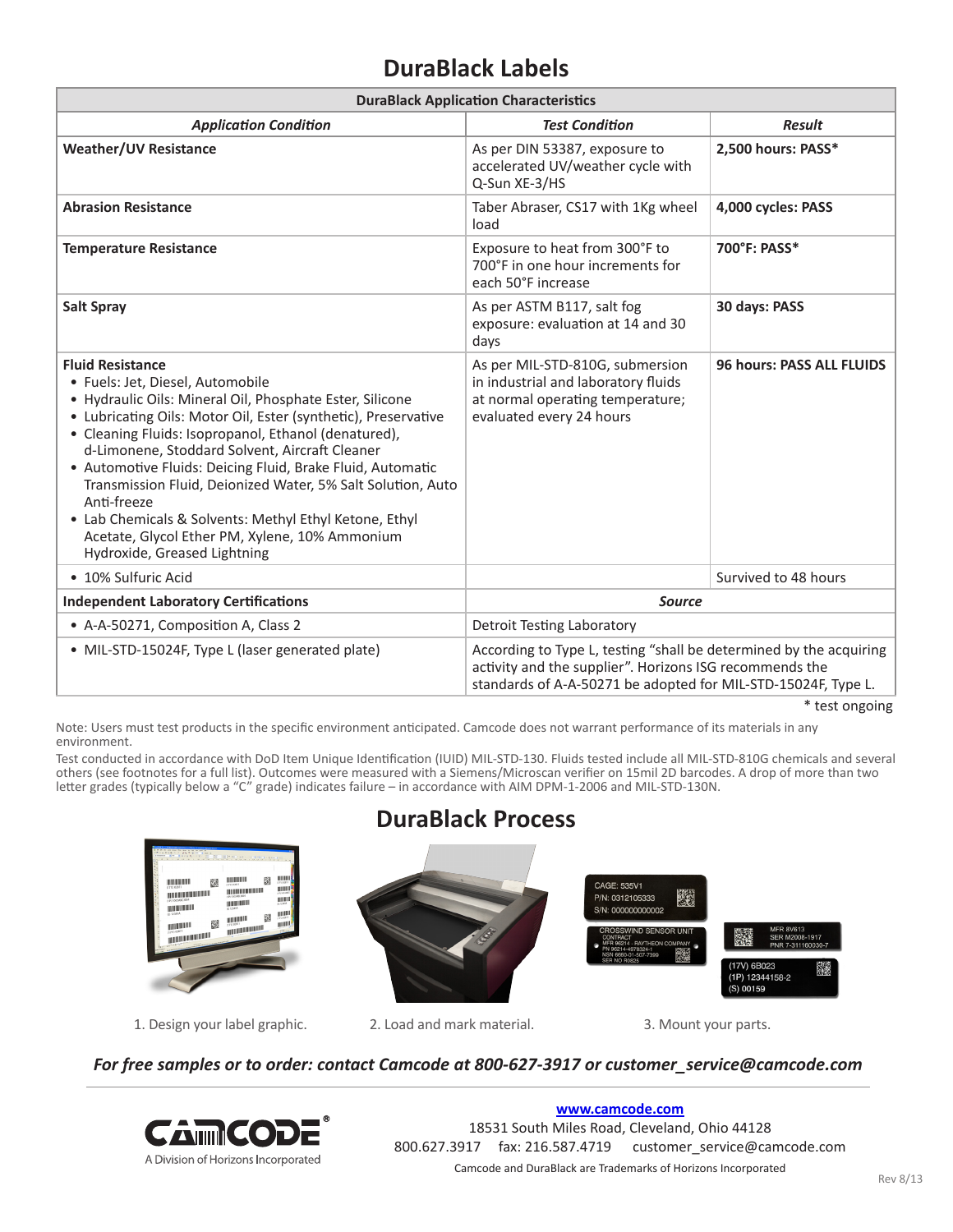# DuraBlack Labels

| DuraBlack Application Characteristics | | |
|---|---|---|
| ***Application Condition*** | ***Test Condition*** | ***Result*** |
| **Weather/UV Resistance** | As per DIN 53387, exposure to accelerated UV/weather cycle with Q-Sun XE-3/HS | **2,500 hours: PASS*** |
| **Abrasion Resistance** | Taber Abraser, CS17 with 1Kg wheel load | **4,000 cycles: PASS** |
| **Temperature Resistance** | Exposure to heat from 300°F to 700°F in one hour increments for each 50°F increase | **700°F: PASS*** |
| **Salt Spray** | As per ASTM B117, salt fog exposure: evaluation at 14 and 30 days | **30 days: PASS** |
| **Fluid Resistance**<br>• Fuels: Jet, Diesel, Automobile<br>• Hydraulic Oils: Mineral Oil, Phosphate Ester, Silicone<br>• Lubricating Oils: Motor Oil, Ester (synthetic), Preservative<br>• Cleaning Fluids: Isopropanol, Ethanol (denatured), d-Limonene, Stoddard Solvent, Aircraft Cleaner<br>• Automotive Fluids: Deicing Fluid, Brake Fluid, Automatic Transmission Fluid, Deionized Water, 5% Salt Solution, Auto Anti-freeze<br>• Lab Chemicals & Solvents: Methyl Ethyl Ketone, Ethyl Acetate, Glycol Ether PM, Xylene, 10% Ammonium Hydroxide, Greased Lightning | As per MIL-STD-810G, submersion in industrial and laboratory fluids at normal operating temperature; evaluated every 24 hours | **96 hours: PASS ALL FLUIDS** |
| • 10% Sulfuric Acid | | Survived to 48 hours |
| **Independent Laboratory Certifications** | ***Source*** | |
| • A-A-50271, Composition A, Class 2 | Detroit Testing Laboratory | |
| • MIL-STD-15024F, Type L (laser generated plate) | According to Type L, testing "shall be determined by the acquiring activity and the supplier". Horizons ISG recommends the standards of A-A-50271 be adopted for MIL-STD-15024F, Type L. | |

\* test ongoing

Note: Users must test products in the specific environment anticipated. Camcode does not warrant performance of its materials in any environment.

Test conducted in accordance with DoD Item Unique Identification (IUID) MIL-STD-130. Fluids tested include all MIL-STD-810G chemicals and several others (see footnotes for a full list). Outcomes were measured with a Siemens/Microscan verifier on 15mil 2D barcodes. A drop of more than two letter grades (typically below a "C" grade) indicates failure – in accordance with AIM DPM-1-2006 and MIL-STD-130N.

## DuraBlack Process

1. Design your label graphic.

2. Load and mark material.

3. Mount your parts.

***For free samples or to order: contact Camcode at 800-627-3917 or customer_service@camcode.com***

CAMCODE®
A Division of Horizons Incorporated

www.camcode.com
18531 South Miles Road, Cleveland, Ohio 44128
800.627.3917 fax: 216.587.4719 customer_service@camcode.com
Camcode and DuraBlack are Trademarks of Horizons Incorporated

Rev 8/13